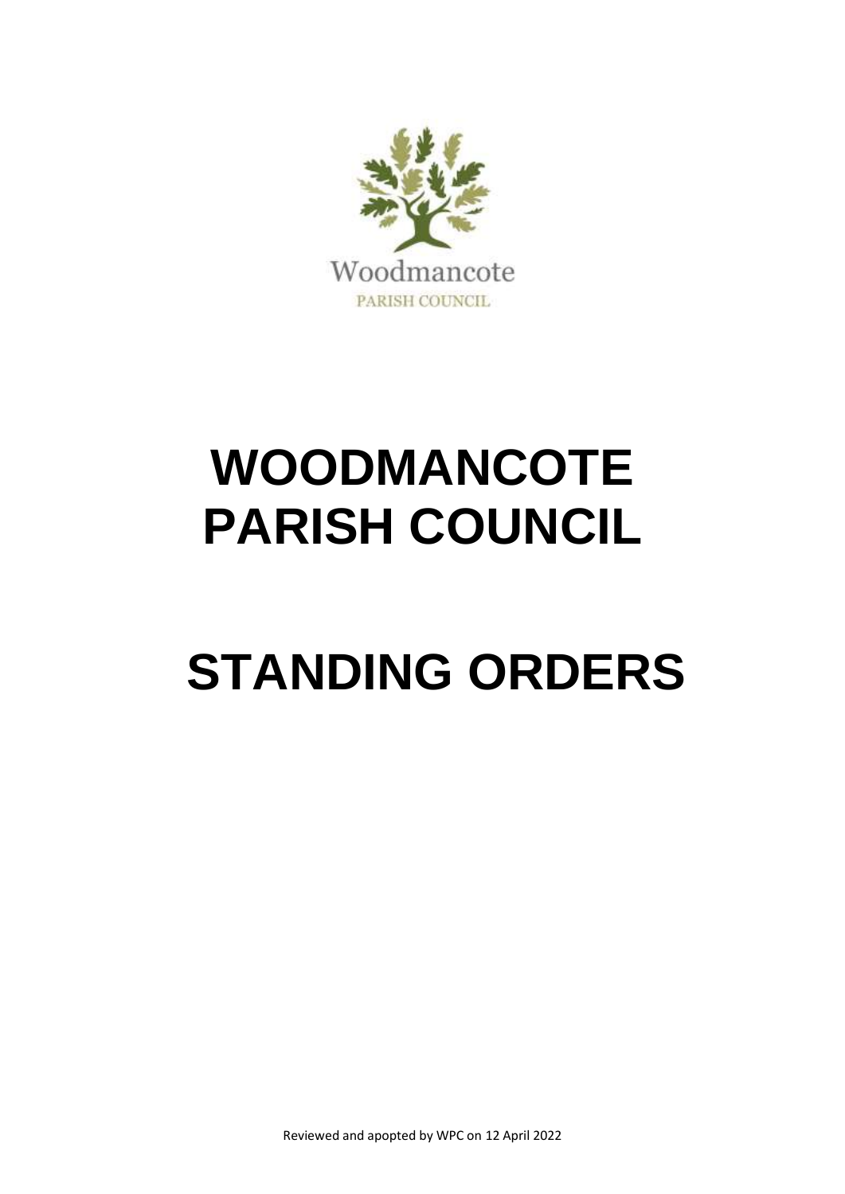Woodmancote

PARISH COUNCIL

# WOODMANCOTE PARISH COUNCIL

# STANDING ORDERS

Reviewed and apopted by WPC on 12 April 2022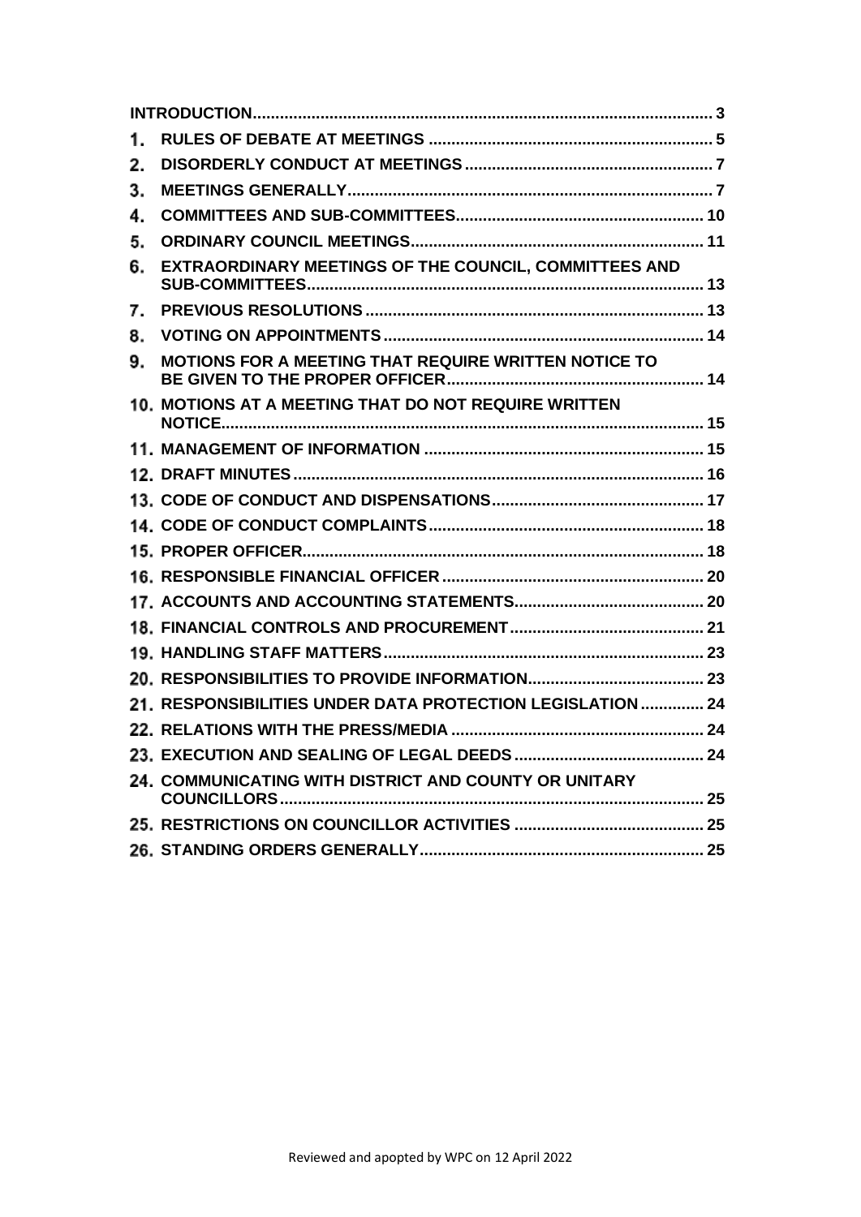INTRODUCTION ..................................................................................................... 3

1. RULES OF DEBATE AT MEETINGS ............................................................... 5
2. DISORDERLY CONDUCT AT MEETINGS ....................................................... 7
3. MEETINGS GENERALLY ................................................................................. 7
4. COMMITTEES AND SUB-COMMITTEES ...................................................... 10
5. ORDINARY COUNCIL MEETINGS ................................................................ 11
6. EXTRAORDINARY MEETINGS OF THE COUNCIL, COMMITTEES AND SUB-COMMITTEES ....................................................................................... 13
7. PREVIOUS RESOLUTIONS ........................................................................... 13
8. VOTING ON APPOINTMENTS ....................................................................... 14
9. MOTIONS FOR A MEETING THAT REQUIRE WRITTEN NOTICE TO BE GIVEN TO THE PROPER OFFICER ......................................................... 14
10. MOTIONS AT A MEETING THAT DO NOT REQUIRE WRITTEN NOTICE ........................................................................................................... 15
11. MANAGEMENT OF INFORMATION ............................................................. 15
12. DRAFT MINUTES ........................................................................................... 16
13. CODE OF CONDUCT AND DISPENSATIONS ............................................... 17
14. CODE OF CONDUCT COMPLAINTS ............................................................. 18
15. PROPER OFFICER ......................................................................................... 18
16. RESPONSIBLE FINANCIAL OFFICER .......................................................... 20
17. ACCOUNTS AND ACCOUNTING STATEMENTS .......................................... 20
18. FINANCIAL CONTROLS AND PROCUREMENT ........................................... 21
19. HANDLING STAFF MATTERS ....................................................................... 23
20. RESPONSIBILITIES TO PROVIDE INFORMATION ....................................... 23
21. RESPONSIBILITIES UNDER DATA PROTECTION LEGISLATION .............. 24
22. RELATIONS WITH THE PRESS/MEDIA ........................................................ 24
23. EXECUTION AND SEALING OF LEGAL DEEDS .......................................... 24
24. COMMUNICATING WITH DISTRICT AND COUNTY OR UNITARY COUNCILLORS ............................................................................................. 25
25. RESTRICTIONS ON COUNCILLOR ACTIVITIES .......................................... 25
26. STANDING ORDERS GENERALLY ............................................................... 25

Reviewed and apopted by WPC on 12 April 2022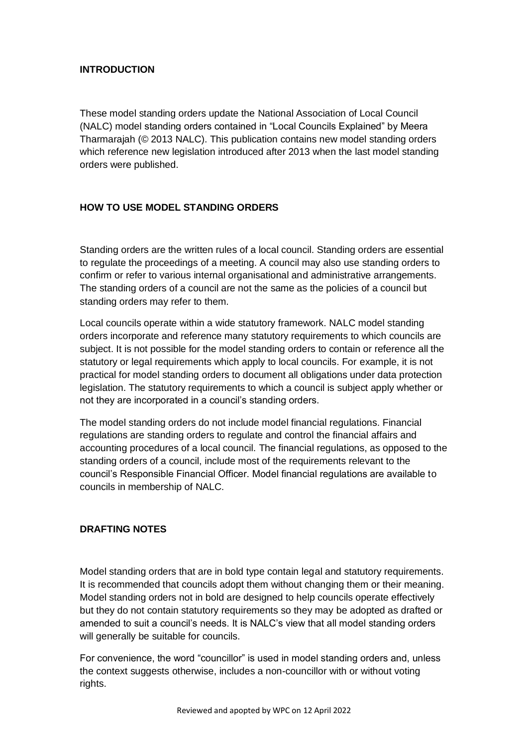## INTRODUCTION

These model standing orders update the National Association of Local Council (NALC) model standing orders contained in “Local Councils Explained” by Meera Tharmarajah (© 2013 NALC). This publication contains new model standing orders which reference new legislation introduced after 2013 when the last model standing orders were published.

## HOW TO USE MODEL STANDING ORDERS

Standing orders are the written rules of a local council. Standing orders are essential to regulate the proceedings of a meeting. A council may also use standing orders to confirm or refer to various internal organisational and administrative arrangements. The standing orders of a council are not the same as the policies of a council but standing orders may refer to them.

Local councils operate within a wide statutory framework. NALC model standing orders incorporate and reference many statutory requirements to which councils are subject. It is not possible for the model standing orders to contain or reference all the statutory or legal requirements which apply to local councils. For example, it is not practical for model standing orders to document all obligations under data protection legislation. The statutory requirements to which a council is subject apply whether or not they are incorporated in a council’s standing orders.

The model standing orders do not include model financial regulations. Financial regulations are standing orders to regulate and control the financial affairs and accounting procedures of a local council. The financial regulations, as opposed to the standing orders of a council, include most of the requirements relevant to the council’s Responsible Financial Officer. Model financial regulations are available to councils in membership of NALC.

## DRAFTING NOTES

Model standing orders that are in bold type contain legal and statutory requirements. It is recommended that councils adopt them without changing them or their meaning. Model standing orders not in bold are designed to help councils operate effectively but they do not contain statutory requirements so they may be adopted as drafted or amended to suit a council’s needs. It is NALC’s view that all model standing orders will generally be suitable for councils.

For convenience, the word “councillor” is used in model standing orders and, unless the context suggests otherwise, includes a non-councillor with or without voting rights.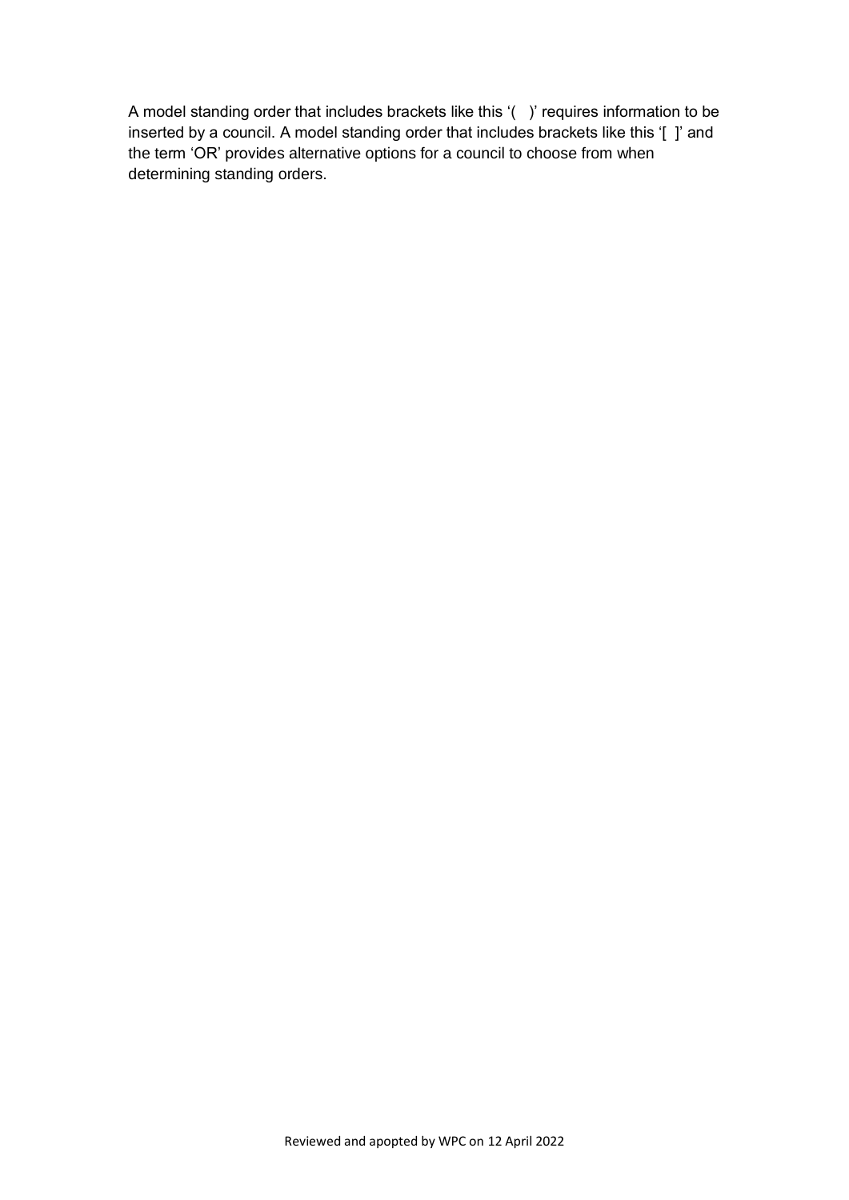A model standing order that includes brackets like this '( )' requires information to be inserted by a council. A model standing order that includes brackets like this '[ ]' and the term 'OR' provides alternative options for a council to choose from when determining standing orders.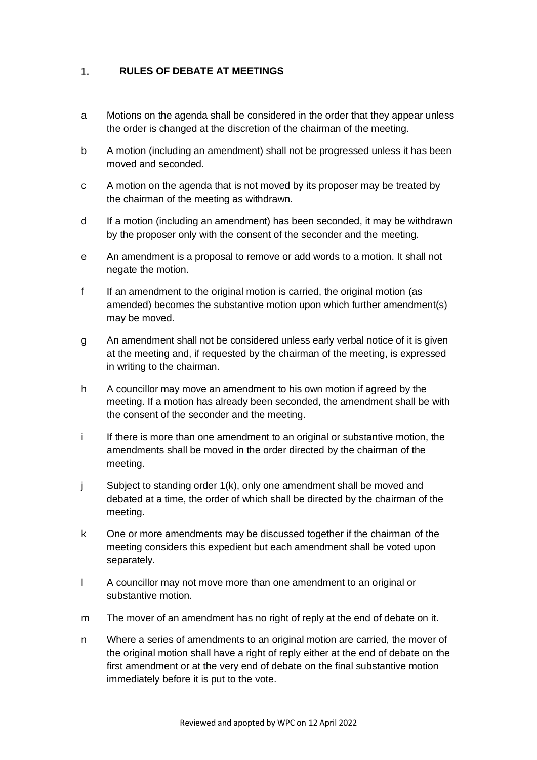## 1. RULES OF DEBATE AT MEETINGS

a Motions on the agenda shall be considered in the order that they appear unless the order is changed at the discretion of the chairman of the meeting.

b A motion (including an amendment) shall not be progressed unless it has been moved and seconded.

c A motion on the agenda that is not moved by its proposer may be treated by the chairman of the meeting as withdrawn.

d If a motion (including an amendment) has been seconded, it may be withdrawn by the proposer only with the consent of the seconder and the meeting.

e An amendment is a proposal to remove or add words to a motion. It shall not negate the motion.

f If an amendment to the original motion is carried, the original motion (as amended) becomes the substantive motion upon which further amendment(s) may be moved.

g An amendment shall not be considered unless early verbal notice of it is given at the meeting and, if requested by the chairman of the meeting, is expressed in writing to the chairman.

h A councillor may move an amendment to his own motion if agreed by the meeting. If a motion has already been seconded, the amendment shall be with the consent of the seconder and the meeting.

i If there is more than one amendment to an original or substantive motion, the amendments shall be moved in the order directed by the chairman of the meeting.

j Subject to standing order 1(k), only one amendment shall be moved and debated at a time, the order of which shall be directed by the chairman of the meeting.

k One or more amendments may be discussed together if the chairman of the meeting considers this expedient but each amendment shall be voted upon separately.

l A councillor may not move more than one amendment to an original or substantive motion.

m The mover of an amendment has no right of reply at the end of debate on it.

n Where a series of amendments to an original motion are carried, the mover of the original motion shall have a right of reply either at the end of debate on the first amendment or at the very end of debate on the final substantive motion immediately before it is put to the vote.

Reviewed and apopted by WPC on 12 April 2022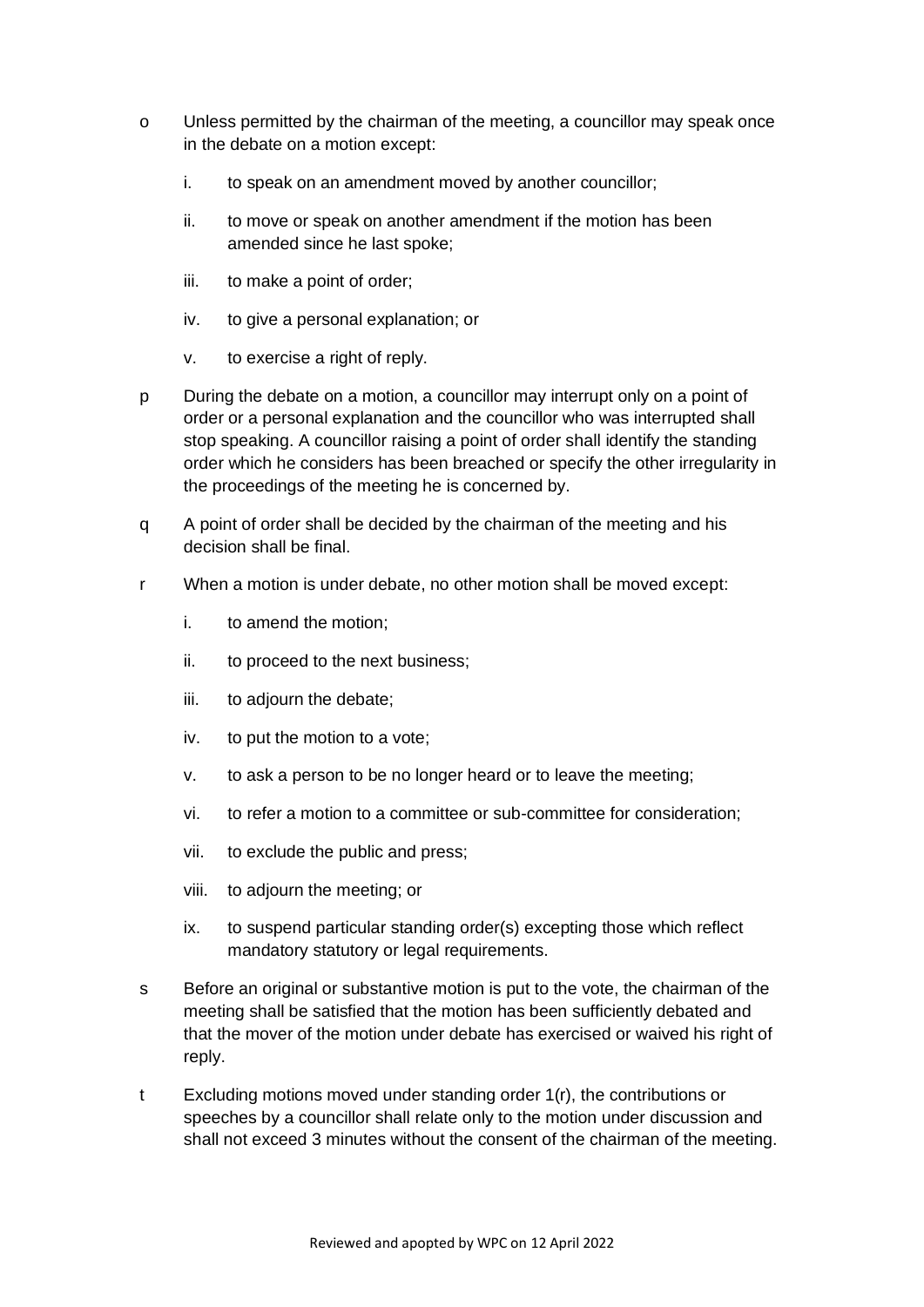o Unless permitted by the chairman of the meeting, a councillor may speak once in the debate on a motion except:

   i. to speak on an amendment moved by another councillor;

   ii. to move or speak on another amendment if the motion has been amended since he last spoke;

   iii. to make a point of order;

   iv. to give a personal explanation; or

   v. to exercise a right of reply.

p During the debate on a motion, a councillor may interrupt only on a point of order or a personal explanation and the councillor who was interrupted shall stop speaking. A councillor raising a point of order shall identify the standing order which he considers has been breached or specify the other irregularity in the proceedings of the meeting he is concerned by.

q A point of order shall be decided by the chairman of the meeting and his decision shall be final.

r When a motion is under debate, no other motion shall be moved except:

   i. to amend the motion;

   ii. to proceed to the next business;

   iii. to adjourn the debate;

   iv. to put the motion to a vote;

   v. to ask a person to be no longer heard or to leave the meeting;

   vi. to refer a motion to a committee or sub-committee for consideration;

   vii. to exclude the public and press;

   viii. to adjourn the meeting; or

   ix. to suspend particular standing order(s) excepting those which reflect mandatory statutory or legal requirements.

s Before an original or substantive motion is put to the vote, the chairman of the meeting shall be satisfied that the motion has been sufficiently debated and that the mover of the motion under debate has exercised or waived his right of reply.

t Excluding motions moved under standing order 1(r), the contributions or speeches by a councillor shall relate only to the motion under discussion and shall not exceed 3 minutes without the consent of the chairman of the meeting.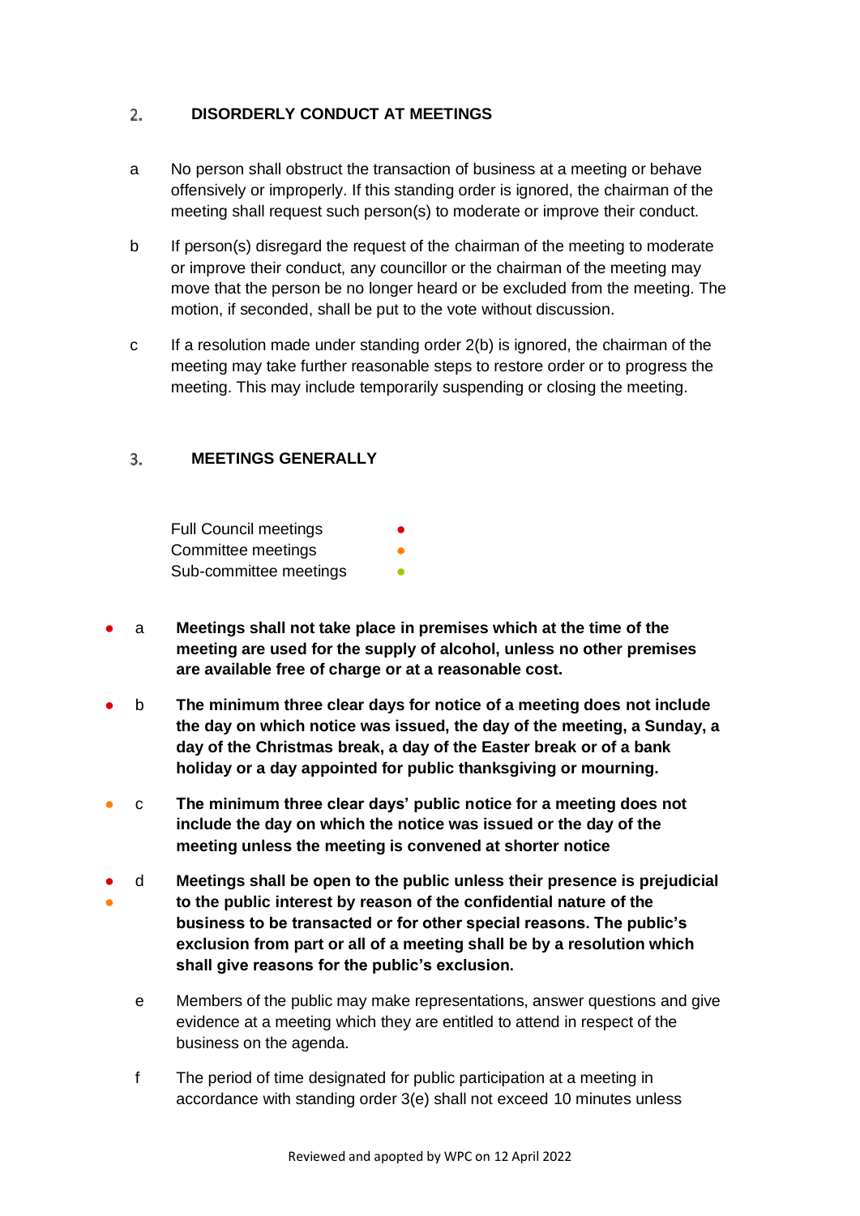## 2. DISORDERLY CONDUCT AT MEETINGS

a No person shall obstruct the transaction of business at a meeting or behave offensively or improperly. If this standing order is ignored, the chairman of the meeting shall request such person(s) to moderate or improve their conduct.

b If person(s) disregard the request of the chairman of the meeting to moderate or improve their conduct, any councillor or the chairman of the meeting may move that the person be no longer heard or be excluded from the meeting. The motion, if seconded, shall be put to the vote without discussion.

c If a resolution made under standing order 2(b) is ignored, the chairman of the meeting may take further reasonable steps to restore order or to progress the meeting. This may include temporarily suspending or closing the meeting.

## 3. MEETINGS GENERALLY

Full Council meetings ●
Committee meetings ●
Sub-committee meetings ●

● a **Meetings shall not take place in premises which at the time of the meeting are used for the supply of alcohol, unless no other premises are available free of charge or at a reasonable cost.**

● b **The minimum three clear days for notice of a meeting does not include the day on which notice was issued, the day of the meeting, a Sunday, a day of the Christmas break, a day of the Easter break or of a bank holiday or a day appointed for public thanksgiving or mourning.**

● c **The minimum three clear days' public notice for a meeting does not include the day on which the notice was issued or the day of the meeting unless the meeting is convened at shorter notice**

● ● d **Meetings shall be open to the public unless their presence is prejudicial to the public interest by reason of the confidential nature of the business to be transacted or for other special reasons. The public's exclusion from part or all of a meeting shall be by a resolution which shall give reasons for the public's exclusion.**

e Members of the public may make representations, answer questions and give evidence at a meeting which they are entitled to attend in respect of the business on the agenda.

f The period of time designated for public participation at a meeting in accordance with standing order 3(e) shall not exceed 10 minutes unless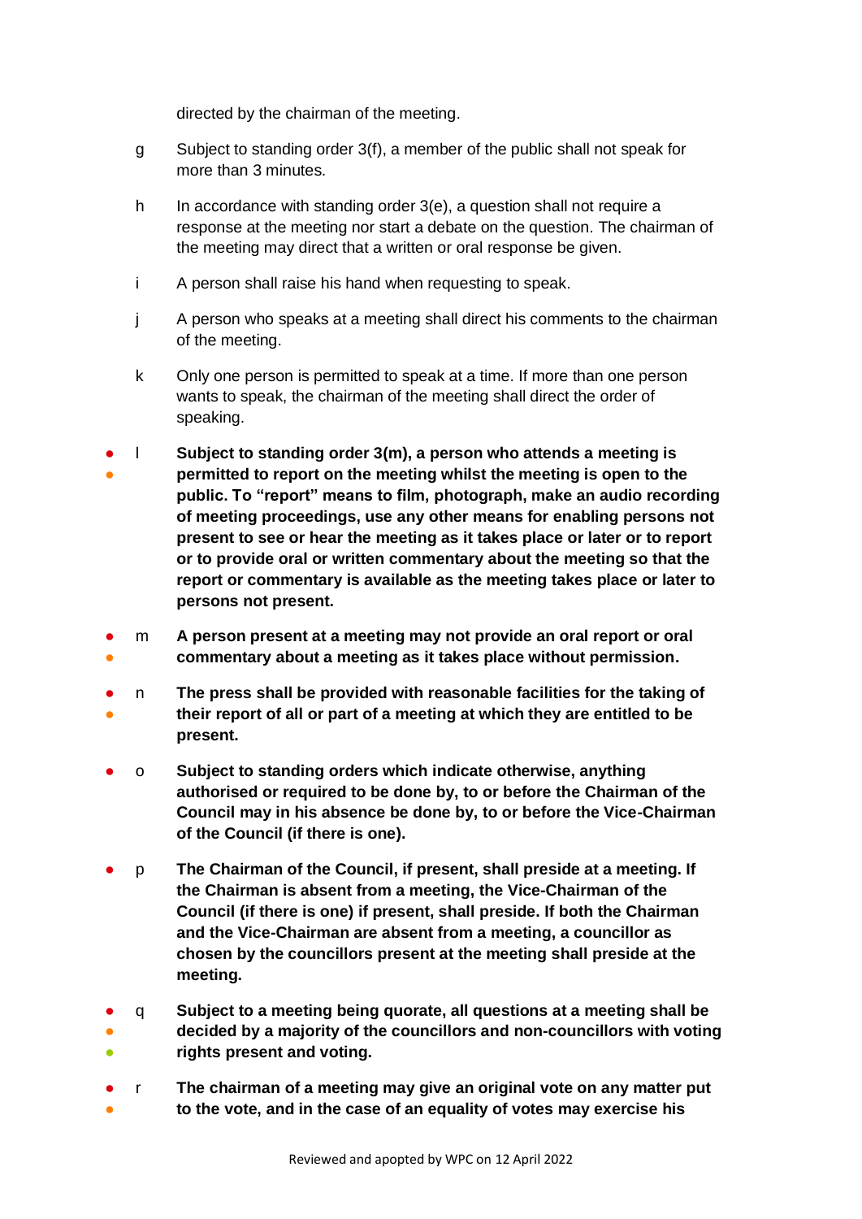directed by the chairman of the meeting.

g Subject to standing order 3(f), a member of the public shall not speak for more than 3 minutes.

h In accordance with standing order 3(e), a question shall not require a response at the meeting nor start a debate on the question. The chairman of the meeting may direct that a written or oral response be given.

i A person shall raise his hand when requesting to speak.

j A person who speaks at a meeting shall direct his comments to the chairman of the meeting.

k Only one person is permitted to speak at a time. If more than one person wants to speak, the chairman of the meeting shall direct the order of speaking.

● ● l **Subject to standing order 3(m), a person who attends a meeting is permitted to report on the meeting whilst the meeting is open to the public. To "report" means to film, photograph, make an audio recording of meeting proceedings, use any other means for enabling persons not present to see or hear the meeting as it takes place or later or to report or to provide oral or written commentary about the meeting so that the report or commentary is available as the meeting takes place or later to persons not present.**

● ● m **A person present at a meeting may not provide an oral report or oral commentary about a meeting as it takes place without permission.**

● ● n **The press shall be provided with reasonable facilities for the taking of their report of all or part of a meeting at which they are entitled to be present.**

● o **Subject to standing orders which indicate otherwise, anything authorised or required to be done by, to or before the Chairman of the Council may in his absence be done by, to or before the Vice-Chairman of the Council (if there is one).**

● p **The Chairman of the Council, if present, shall preside at a meeting. If the Chairman is absent from a meeting, the Vice-Chairman of the Council (if there is one) if present, shall preside. If both the Chairman and the Vice-Chairman are absent from a meeting, a councillor as chosen by the councillors present at the meeting shall preside at the meeting.**

● ● ● q **Subject to a meeting being quorate, all questions at a meeting shall be decided by a majority of the councillors and non-councillors with voting rights present and voting.**

● ● r **The chairman of a meeting may give an original vote on any matter put to the vote, and in the case of an equality of votes may exercise his**

Reviewed and apopted by WPC on 12 April 2022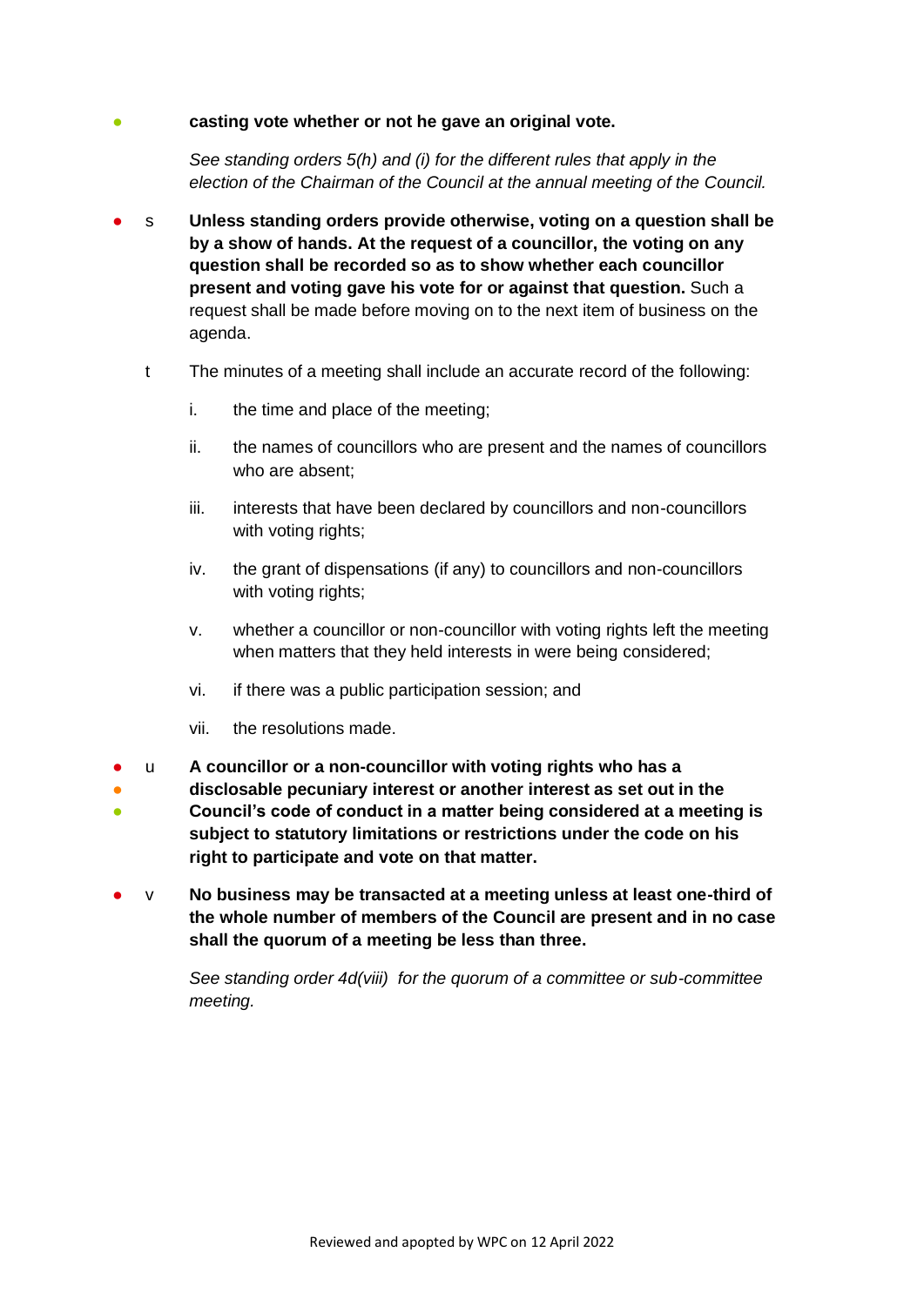**casting vote whether or not he gave an original vote.**

*See standing orders 5(h) and (i) for the different rules that apply in the election of the Chairman of the Council at the annual meeting of the Council.*

s **Unless standing orders provide otherwise, voting on a question shall be by a show of hands. At the request of a councillor, the voting on any question shall be recorded so as to show whether each councillor present and voting gave his vote for or against that question.** Such a request shall be made before moving on to the next item of business on the agenda.

t The minutes of a meeting shall include an accurate record of the following:

i. the time and place of the meeting;

ii. the names of councillors who are present and the names of councillors who are absent;

iii. interests that have been declared by councillors and non-councillors with voting rights;

iv. the grant of dispensations (if any) to councillors and non-councillors with voting rights;

v. whether a councillor or non-councillor with voting rights left the meeting when matters that they held interests in were being considered;

vi. if there was a public participation session; and

vii. the resolutions made.

u **A councillor or a non-councillor with voting rights who has a disclosable pecuniary interest or another interest as set out in the Council's code of conduct in a matter being considered at a meeting is subject to statutory limitations or restrictions under the code on his right to participate and vote on that matter.**

v **No business may be transacted at a meeting unless at least one-third of the whole number of members of the Council are present and in no case shall the quorum of a meeting be less than three.**

*See standing order 4d(viii) for the quorum of a committee or sub-committee meeting.*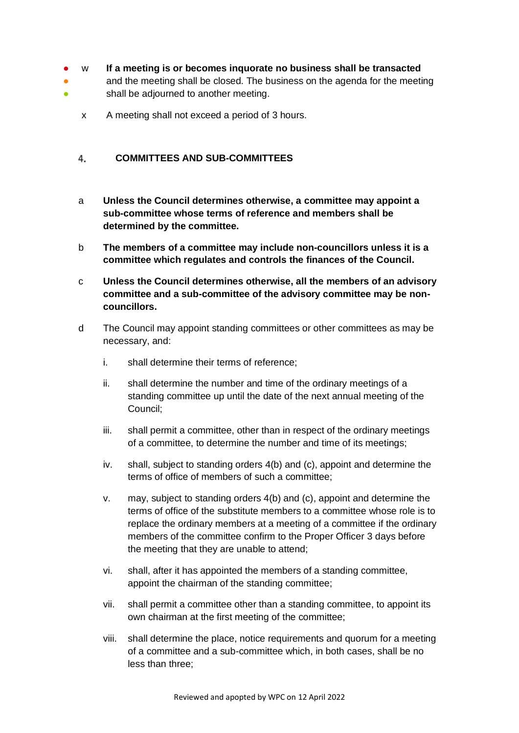w **If a meeting is or becomes inquorate no business shall be transacted** and the meeting shall be closed. The business on the agenda for the meeting shall be adjourned to another meeting.

x A meeting shall not exceed a period of 3 hours.

## 4. COMMITTEES AND SUB-COMMITTEES

a **Unless the Council determines otherwise, a committee may appoint a sub-committee whose terms of reference and members shall be determined by the committee.**

b **The members of a committee may include non-councillors unless it is a committee which regulates and controls the finances of the Council.**

c **Unless the Council determines otherwise, all the members of an advisory committee and a sub-committee of the advisory committee may be non-councillors.**

d The Council may appoint standing committees or other committees as may be necessary, and:

i. shall determine their terms of reference;

ii. shall determine the number and time of the ordinary meetings of a standing committee up until the date of the next annual meeting of the Council;

iii. shall permit a committee, other than in respect of the ordinary meetings of a committee, to determine the number and time of its meetings;

iv. shall, subject to standing orders 4(b) and (c), appoint and determine the terms of office of members of such a committee;

v. may, subject to standing orders 4(b) and (c), appoint and determine the terms of office of the substitute members to a committee whose role is to replace the ordinary members at a meeting of a committee if the ordinary members of the committee confirm to the Proper Officer 3 days before the meeting that they are unable to attend;

vi. shall, after it has appointed the members of a standing committee, appoint the chairman of the standing committee;

vii. shall permit a committee other than a standing committee, to appoint its own chairman at the first meeting of the committee;

viii. shall determine the place, notice requirements and quorum for a meeting of a committee and a sub-committee which, in both cases, shall be no less than three;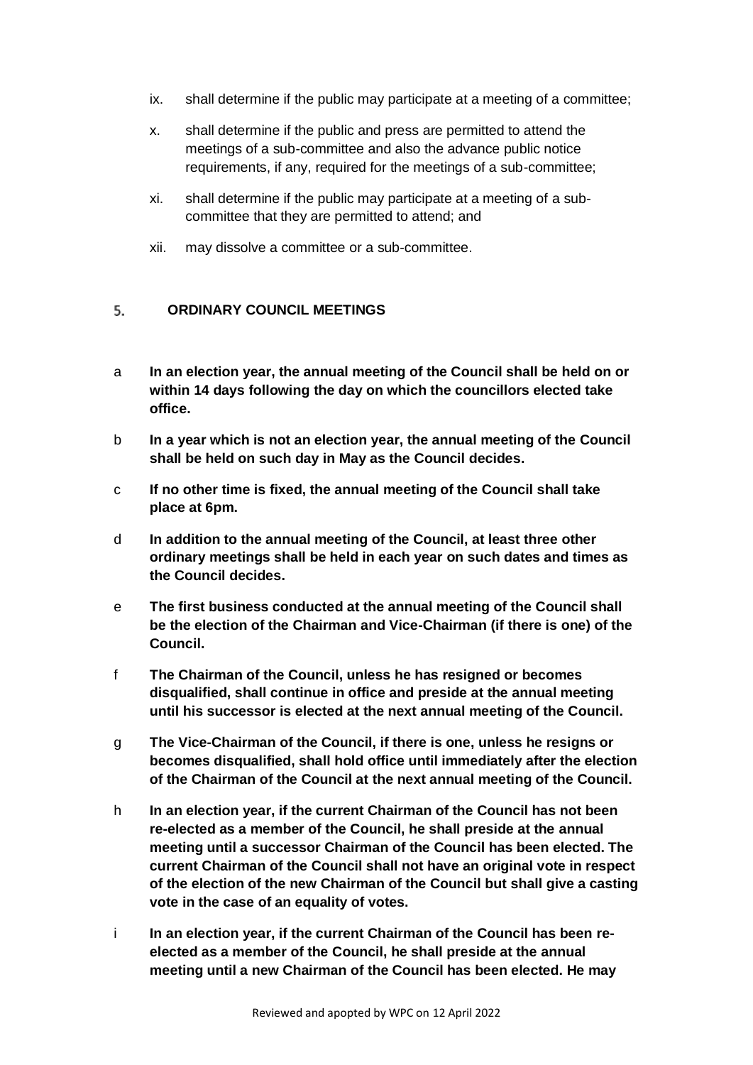ix. shall determine if the public may participate at a meeting of a committee;

x. shall determine if the public and press are permitted to attend the meetings of a sub-committee and also the advance public notice requirements, if any, required for the meetings of a sub-committee;

xi. shall determine if the public may participate at a meeting of a sub-committee that they are permitted to attend; and

xii. may dissolve a committee or a sub-committee.

## 5. ORDINARY COUNCIL MEETINGS

a **In an election year, the annual meeting of the Council shall be held on or within 14 days following the day on which the councillors elected take office.**

b **In a year which is not an election year, the annual meeting of the Council shall be held on such day in May as the Council decides.**

c **If no other time is fixed, the annual meeting of the Council shall take place at 6pm.**

d **In addition to the annual meeting of the Council, at least three other ordinary meetings shall be held in each year on such dates and times as the Council decides.**

e **The first business conducted at the annual meeting of the Council shall be the election of the Chairman and Vice-Chairman (if there is one) of the Council.**

f **The Chairman of the Council, unless he has resigned or becomes disqualified, shall continue in office and preside at the annual meeting until his successor is elected at the next annual meeting of the Council.**

g **The Vice-Chairman of the Council, if there is one, unless he resigns or becomes disqualified, shall hold office until immediately after the election of the Chairman of the Council at the next annual meeting of the Council.**

h **In an election year, if the current Chairman of the Council has not been re-elected as a member of the Council, he shall preside at the annual meeting until a successor Chairman of the Council has been elected. The current Chairman of the Council shall not have an original vote in respect of the election of the new Chairman of the Council but shall give a casting vote in the case of an equality of votes.**

i **In an election year, if the current Chairman of the Council has been re-elected as a member of the Council, he shall preside at the annual meeting until a new Chairman of the Council has been elected. He may**

Reviewed and apopted by WPC on 12 April 2022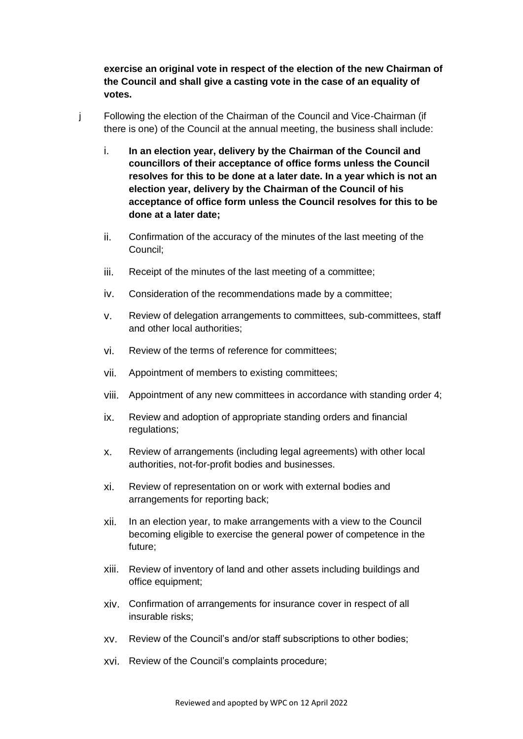**exercise an original vote in respect of the election of the new Chairman of the Council and shall give a casting vote in the case of an equality of votes.**

j Following the election of the Chairman of the Council and Vice-Chairman (if there is one) of the Council at the annual meeting, the business shall include:

i. **In an election year, delivery by the Chairman of the Council and councillors of their acceptance of office forms unless the Council resolves for this to be done at a later date. In a year which is not an election year, delivery by the Chairman of the Council of his acceptance of office form unless the Council resolves for this to be done at a later date;**

ii. Confirmation of the accuracy of the minutes of the last meeting of the Council;

iii. Receipt of the minutes of the last meeting of a committee;

iv. Consideration of the recommendations made by a committee;

v. Review of delegation arrangements to committees, sub-committees, staff and other local authorities;

vi. Review of the terms of reference for committees;

vii. Appointment of members to existing committees;

viii. Appointment of any new committees in accordance with standing order 4;

ix. Review and adoption of appropriate standing orders and financial regulations;

x. Review of arrangements (including legal agreements) with other local authorities, not-for-profit bodies and businesses.

xi. Review of representation on or work with external bodies and arrangements for reporting back;

xii. In an election year, to make arrangements with a view to the Council becoming eligible to exercise the general power of competence in the future;

xiii. Review of inventory of land and other assets including buildings and office equipment;

xiv. Confirmation of arrangements for insurance cover in respect of all insurable risks;

xv. Review of the Council's and/or staff subscriptions to other bodies;

xvi. Review of the Council's complaints procedure;

Reviewed and apopted by WPC on 12 April 2022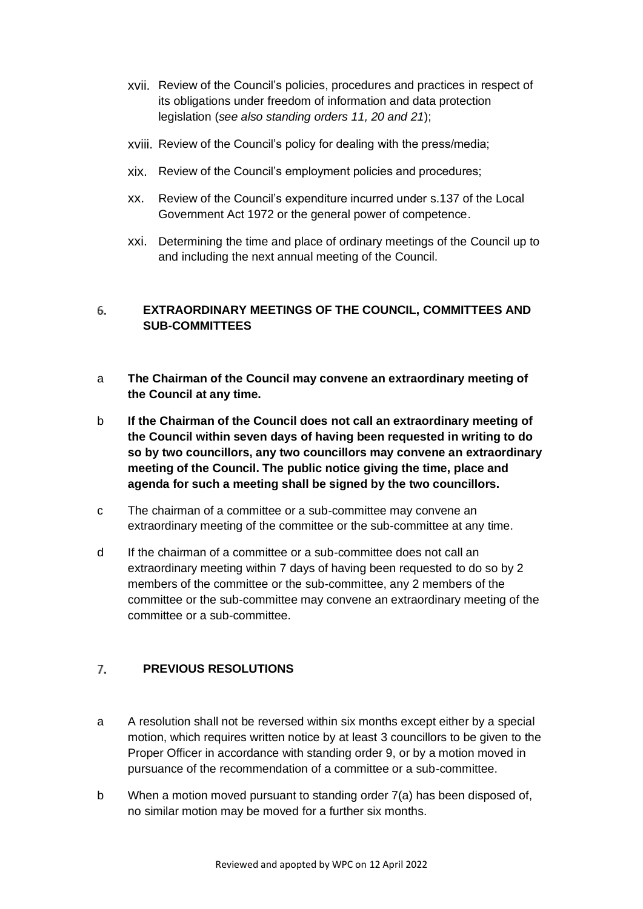xvii. Review of the Council's policies, procedures and practices in respect of its obligations under freedom of information and data protection legislation (*see also standing orders 11, 20 and 21*);

xviii. Review of the Council's policy for dealing with the press/media;

xix. Review of the Council's employment policies and procedures;

xx. Review of the Council's expenditure incurred under s.137 of the Local Government Act 1972 or the general power of competence.

xxi. Determining the time and place of ordinary meetings of the Council up to and including the next annual meeting of the Council.

## 6. EXTRAORDINARY MEETINGS OF THE COUNCIL, COMMITTEES AND SUB-COMMITTEES

a **The Chairman of the Council may convene an extraordinary meeting of the Council at any time.**

b **If the Chairman of the Council does not call an extraordinary meeting of the Council within seven days of having been requested in writing to do so by two councillors, any two councillors may convene an extraordinary meeting of the Council. The public notice giving the time, place and agenda for such a meeting shall be signed by the two councillors.**

c The chairman of a committee or a sub-committee may convene an extraordinary meeting of the committee or the sub-committee at any time.

d If the chairman of a committee or a sub-committee does not call an extraordinary meeting within 7 days of having been requested to do so by 2 members of the committee or the sub-committee, any 2 members of the committee or the sub-committee may convene an extraordinary meeting of the committee or a sub-committee.

## 7. PREVIOUS RESOLUTIONS

a A resolution shall not be reversed within six months except either by a special motion, which requires written notice by at least 3 councillors to be given to the Proper Officer in accordance with standing order 9, or by a motion moved in pursuance of the recommendation of a committee or a sub-committee.

b When a motion moved pursuant to standing order 7(a) has been disposed of, no similar motion may be moved for a further six months.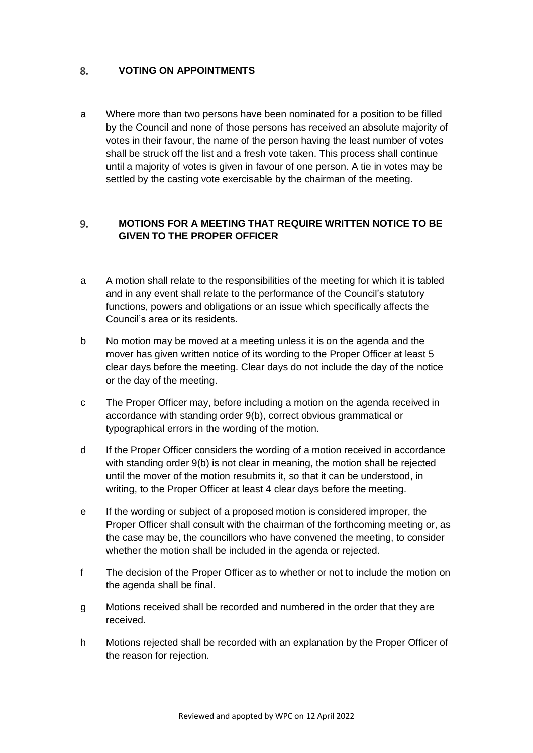## 8. VOTING ON APPOINTMENTS

a Where more than two persons have been nominated for a position to be filled by the Council and none of those persons has received an absolute majority of votes in their favour, the name of the person having the least number of votes shall be struck off the list and a fresh vote taken. This process shall continue until a majority of votes is given in favour of one person. A tie in votes may be settled by the casting vote exercisable by the chairman of the meeting.

## 9. MOTIONS FOR A MEETING THAT REQUIRE WRITTEN NOTICE TO BE GIVEN TO THE PROPER OFFICER

a A motion shall relate to the responsibilities of the meeting for which it is tabled and in any event shall relate to the performance of the Council's statutory functions, powers and obligations or an issue which specifically affects the Council's area or its residents.

b No motion may be moved at a meeting unless it is on the agenda and the mover has given written notice of its wording to the Proper Officer at least 5 clear days before the meeting. Clear days do not include the day of the notice or the day of the meeting.

c The Proper Officer may, before including a motion on the agenda received in accordance with standing order 9(b), correct obvious grammatical or typographical errors in the wording of the motion.

d If the Proper Officer considers the wording of a motion received in accordance with standing order 9(b) is not clear in meaning, the motion shall be rejected until the mover of the motion resubmits it, so that it can be understood, in writing, to the Proper Officer at least 4 clear days before the meeting.

e If the wording or subject of a proposed motion is considered improper, the Proper Officer shall consult with the chairman of the forthcoming meeting or, as the case may be, the councillors who have convened the meeting, to consider whether the motion shall be included in the agenda or rejected.

f The decision of the Proper Officer as to whether or not to include the motion on the agenda shall be final.

g Motions received shall be recorded and numbered in the order that they are received.

h Motions rejected shall be recorded with an explanation by the Proper Officer of the reason for rejection.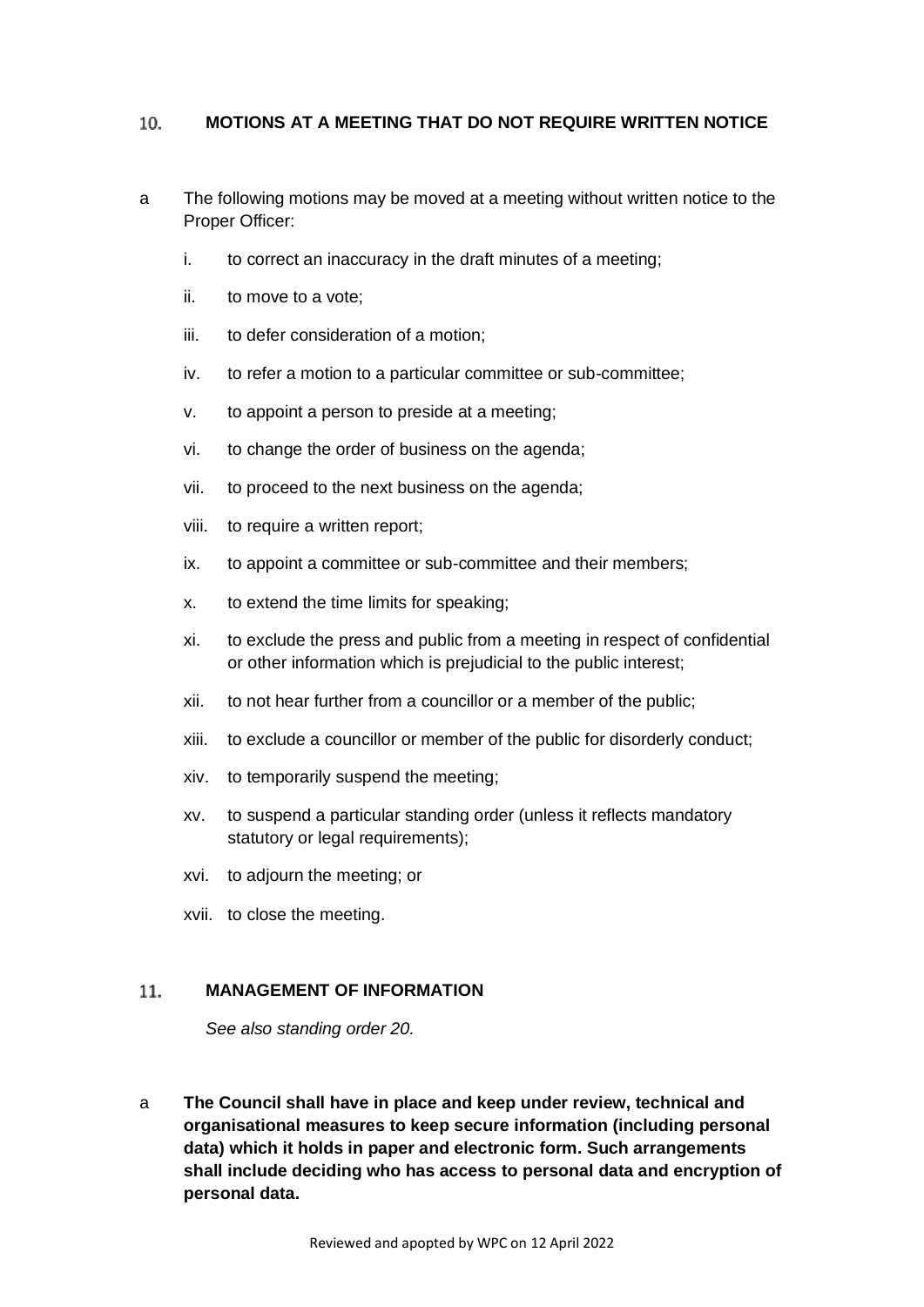## 10. MOTIONS AT A MEETING THAT DO NOT REQUIRE WRITTEN NOTICE

a The following motions may be moved at a meeting without written notice to the Proper Officer:

i. to correct an inaccuracy in the draft minutes of a meeting;

ii. to move to a vote;

iii. to defer consideration of a motion;

iv. to refer a motion to a particular committee or sub-committee;

v. to appoint a person to preside at a meeting;

vi. to change the order of business on the agenda;

vii. to proceed to the next business on the agenda;

viii. to require a written report;

ix. to appoint a committee or sub-committee and their members;

x. to extend the time limits for speaking;

xi. to exclude the press and public from a meeting in respect of confidential or other information which is prejudicial to the public interest;

xii. to not hear further from a councillor or a member of the public;

xiii. to exclude a councillor or member of the public for disorderly conduct;

xiv. to temporarily suspend the meeting;

xv. to suspend a particular standing order (unless it reflects mandatory statutory or legal requirements);

xvi. to adjourn the meeting; or

xvii. to close the meeting.

## 11. MANAGEMENT OF INFORMATION

*See also standing order 20.*

a **The Council shall have in place and keep under review, technical and organisational measures to keep secure information (including personal data) which it holds in paper and electronic form. Such arrangements shall include deciding who has access to personal data and encryption of personal data.**

Reviewed and apopted by WPC on 12 April 2022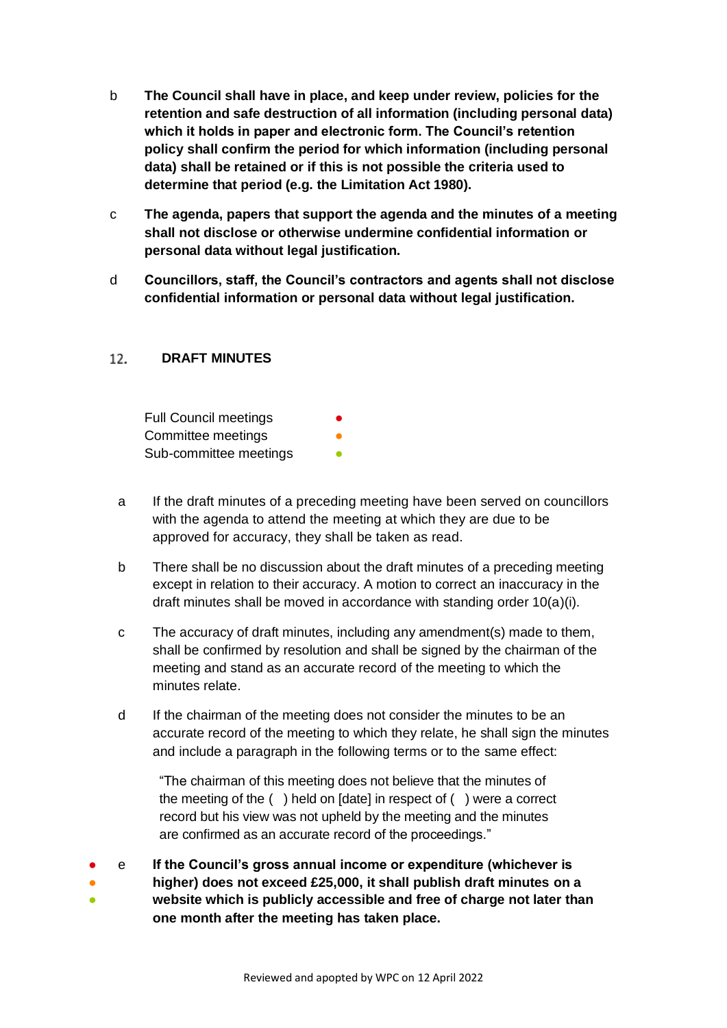b **The Council shall have in place, and keep under review, policies for the retention and safe destruction of all information (including personal data) which it holds in paper and electronic form. The Council's retention policy shall confirm the period for which information (including personal data) shall be retained or if this is not possible the criteria used to determine that period (e.g. the Limitation Act 1980).**

c **The agenda, papers that support the agenda and the minutes of a meeting shall not disclose or otherwise undermine confidential information or personal data without legal justification.**

d **Councillors, staff, the Council's contractors and agents shall not disclose confidential information or personal data without legal justification.**

## 12. DRAFT MINUTES

Full Council meetings ●
Committee meetings ●
Sub-committee meetings ●

a If the draft minutes of a preceding meeting have been served on councillors with the agenda to attend the meeting at which they are due to be approved for accuracy, they shall be taken as read.

b There shall be no discussion about the draft minutes of a preceding meeting except in relation to their accuracy. A motion to correct an inaccuracy in the draft minutes shall be moved in accordance with standing order 10(a)(i).

c The accuracy of draft minutes, including any amendment(s) made to them, shall be confirmed by resolution and shall be signed by the chairman of the meeting and stand as an accurate record of the meeting to which the minutes relate.

d If the chairman of the meeting does not consider the minutes to be an accurate record of the meeting to which they relate, he shall sign the minutes and include a paragraph in the following terms or to the same effect:

> "The chairman of this meeting does not believe that the minutes of the meeting of the ( ) held on [date] in respect of ( ) were a correct record but his view was not upheld by the meeting and the minutes are confirmed as an accurate record of the proceedings."

● ● ● e **If the Council's gross annual income or expenditure (whichever is higher) does not exceed £25,000, it shall publish draft minutes on a website which is publicly accessible and free of charge not later than one month after the meeting has taken place.**

Reviewed and apopted by WPC on 12 April 2022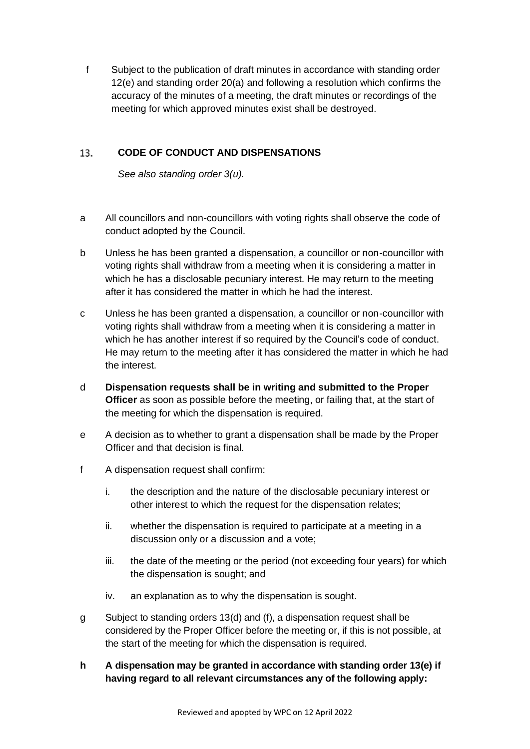f Subject to the publication of draft minutes in accordance with standing order 12(e) and standing order 20(a) and following a resolution which confirms the accuracy of the minutes of a meeting, the draft minutes or recordings of the meeting for which approved minutes exist shall be destroyed.

## 13. CODE OF CONDUCT AND DISPENSATIONS

*See also standing order 3(u).*

a All councillors and non-councillors with voting rights shall observe the code of conduct adopted by the Council.

b Unless he has been granted a dispensation, a councillor or non-councillor with voting rights shall withdraw from a meeting when it is considering a matter in which he has a disclosable pecuniary interest. He may return to the meeting after it has considered the matter in which he had the interest.

c Unless he has been granted a dispensation, a councillor or non-councillor with voting rights shall withdraw from a meeting when it is considering a matter in which he has another interest if so required by the Council's code of conduct. He may return to the meeting after it has considered the matter in which he had the interest.

d **Dispensation requests shall be in writing and submitted to the Proper Officer** as soon as possible before the meeting, or failing that, at the start of the meeting for which the dispensation is required.

e A decision as to whether to grant a dispensation shall be made by the Proper Officer and that decision is final.

f A dispensation request shall confirm:

i. the description and the nature of the disclosable pecuniary interest or other interest to which the request for the dispensation relates;

ii. whether the dispensation is required to participate at a meeting in a discussion only or a discussion and a vote;

iii. the date of the meeting or the period (not exceeding four years) for which the dispensation is sought; and

iv. an explanation as to why the dispensation is sought.

g Subject to standing orders 13(d) and (f), a dispensation request shall be considered by the Proper Officer before the meeting or, if this is not possible, at the start of the meeting for which the dispensation is required.

**h A dispensation may be granted in accordance with standing order 13(e) if having regard to all relevant circumstances any of the following apply:**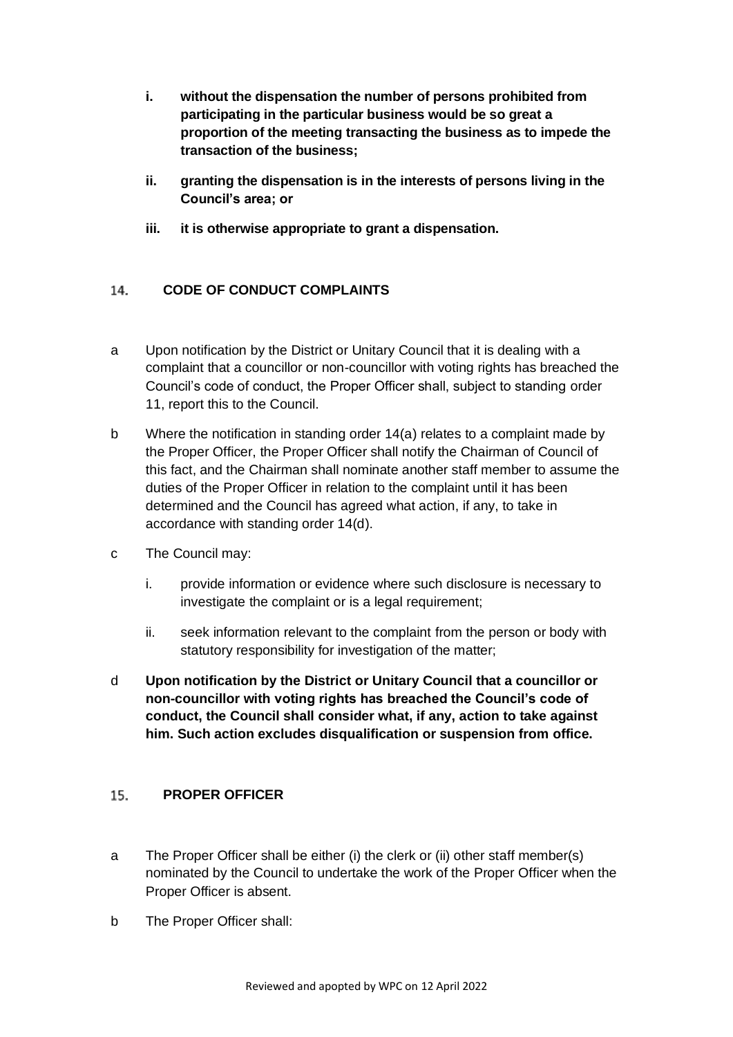- **i. without the dispensation the number of persons prohibited from participating in the particular business would be so great a proportion of the meeting transacting the business as to impede the transaction of the business;**
- **ii. granting the dispensation is in the interests of persons living in the Council's area; or**
- **iii. it is otherwise appropriate to grant a dispensation.**

## 14. CODE OF CONDUCT COMPLAINTS

a Upon notification by the District or Unitary Council that it is dealing with a complaint that a councillor or non-councillor with voting rights has breached the Council's code of conduct, the Proper Officer shall, subject to standing order 11, report this to the Council.

b Where the notification in standing order 14(a) relates to a complaint made by the Proper Officer, the Proper Officer shall notify the Chairman of Council of this fact, and the Chairman shall nominate another staff member to assume the duties of the Proper Officer in relation to the complaint until it has been determined and the Council has agreed what action, if any, to take in accordance with standing order 14(d).

c The Council may:

- i. provide information or evidence where such disclosure is necessary to investigate the complaint or is a legal requirement;
- ii. seek information relevant to the complaint from the person or body with statutory responsibility for investigation of the matter;

d **Upon notification by the District or Unitary Council that a councillor or non-councillor with voting rights has breached the Council's code of conduct, the Council shall consider what, if any, action to take against him. Such action excludes disqualification or suspension from office.**

## 15. PROPER OFFICER

a The Proper Officer shall be either (i) the clerk or (ii) other staff member(s) nominated by the Council to undertake the work of the Proper Officer when the Proper Officer is absent.

b The Proper Officer shall: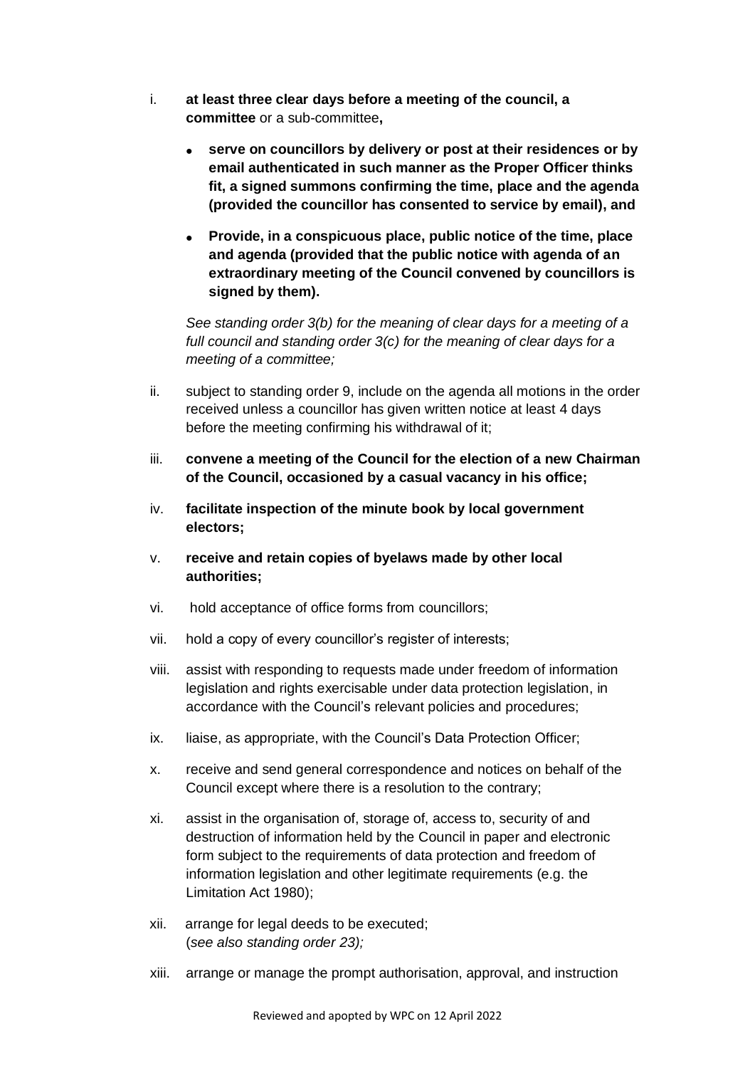i. **at least three clear days before a meeting of the council, a committee** or a sub-committee**,**

   - **serve on councillors by delivery or post at their residences or by email authenticated in such manner as the Proper Officer thinks fit, a signed summons confirming the time, place and the agenda (provided the councillor has consented to service by email), and**

   - **Provide, in a conspicuous place, public notice of the time, place and agenda (provided that the public notice with agenda of an extraordinary meeting of the Council convened by councillors is signed by them).**

   *See standing order 3(b) for the meaning of clear days for a meeting of a full council and standing order 3(c) for the meaning of clear days for a meeting of a committee;*

ii. subject to standing order 9, include on the agenda all motions in the order received unless a councillor has given written notice at least 4 days before the meeting confirming his withdrawal of it;

iii. **convene a meeting of the Council for the election of a new Chairman of the Council, occasioned by a casual vacancy in his office;**

iv. **facilitate inspection of the minute book by local government electors;**

v. **receive and retain copies of byelaws made by other local authorities;**

vi. hold acceptance of office forms from councillors;

vii. hold a copy of every councillor's register of interests;

viii. assist with responding to requests made under freedom of information legislation and rights exercisable under data protection legislation, in accordance with the Council's relevant policies and procedures;

ix. liaise, as appropriate, with the Council's Data Protection Officer;

x. receive and send general correspondence and notices on behalf of the Council except where there is a resolution to the contrary;

xi. assist in the organisation of, storage of, access to, security of and destruction of information held by the Council in paper and electronic form subject to the requirements of data protection and freedom of information legislation and other legitimate requirements (e.g. the Limitation Act 1980);

xii. arrange for legal deeds to be executed;
(*see also standing order 23);*

xiii. arrange or manage the prompt authorisation, approval, and instruction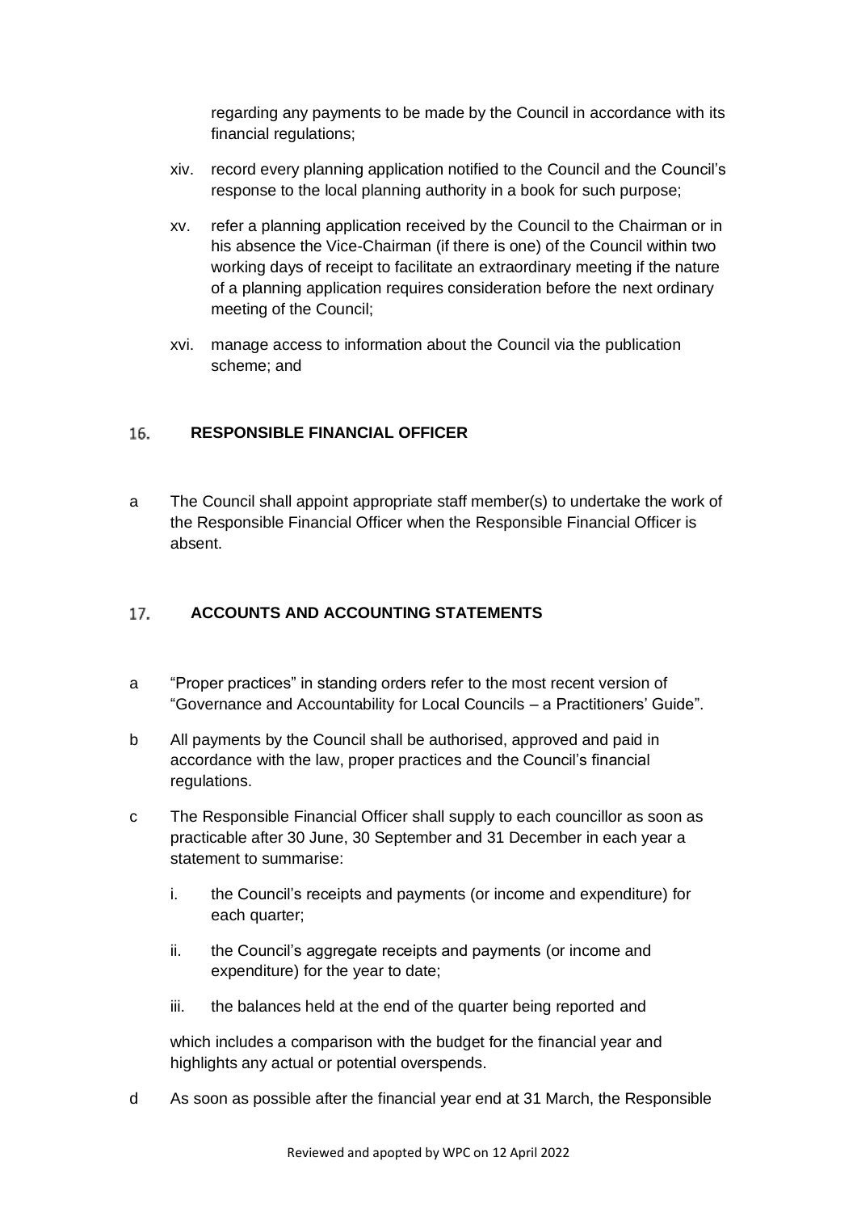regarding any payments to be made by the Council in accordance with its financial regulations;

xiv. record every planning application notified to the Council and the Council's response to the local planning authority in a book for such purpose;

xv. refer a planning application received by the Council to the Chairman or in his absence the Vice-Chairman (if there is one) of the Council within two working days of receipt to facilitate an extraordinary meeting if the nature of a planning application requires consideration before the next ordinary meeting of the Council;

xvi. manage access to information about the Council via the publication scheme; and

## 16. RESPONSIBLE FINANCIAL OFFICER

a The Council shall appoint appropriate staff member(s) to undertake the work of the Responsible Financial Officer when the Responsible Financial Officer is absent.

## 17. ACCOUNTS AND ACCOUNTING STATEMENTS

a "Proper practices" in standing orders refer to the most recent version of "Governance and Accountability for Local Councils – a Practitioners' Guide".

b All payments by the Council shall be authorised, approved and paid in accordance with the law, proper practices and the Council's financial regulations.

c The Responsible Financial Officer shall supply to each councillor as soon as practicable after 30 June, 30 September and 31 December in each year a statement to summarise:

i. the Council's receipts and payments (or income and expenditure) for each quarter;

ii. the Council's aggregate receipts and payments (or income and expenditure) for the year to date;

iii. the balances held at the end of the quarter being reported and

which includes a comparison with the budget for the financial year and highlights any actual or potential overspends.

d As soon as possible after the financial year end at 31 March, the Responsible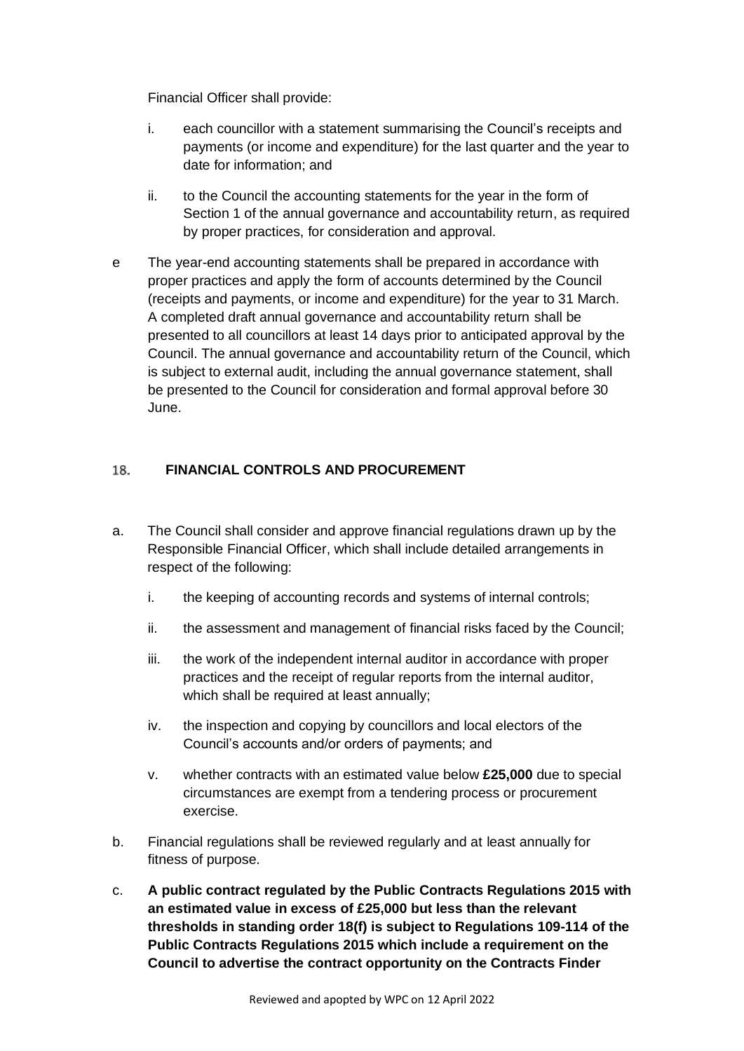Financial Officer shall provide:

i. each councillor with a statement summarising the Council's receipts and payments (or income and expenditure) for the last quarter and the year to date for information; and

ii. to the Council the accounting statements for the year in the form of Section 1 of the annual governance and accountability return, as required by proper practices, for consideration and approval.

e The year-end accounting statements shall be prepared in accordance with proper practices and apply the form of accounts determined by the Council (receipts and payments, or income and expenditure) for the year to 31 March. A completed draft annual governance and accountability return shall be presented to all councillors at least 14 days prior to anticipated approval by the Council. The annual governance and accountability return of the Council, which is subject to external audit, including the annual governance statement, shall be presented to the Council for consideration and formal approval before 30 June.

## 18. FINANCIAL CONTROLS AND PROCUREMENT

a. The Council shall consider and approve financial regulations drawn up by the Responsible Financial Officer, which shall include detailed arrangements in respect of the following:

   i. the keeping of accounting records and systems of internal controls;

   ii. the assessment and management of financial risks faced by the Council;

   iii. the work of the independent internal auditor in accordance with proper practices and the receipt of regular reports from the internal auditor, which shall be required at least annually;

   iv. the inspection and copying by councillors and local electors of the Council's accounts and/or orders of payments; and

   v. whether contracts with an estimated value below **£25,000** due to special circumstances are exempt from a tendering process or procurement exercise.

b. Financial regulations shall be reviewed regularly and at least annually for fitness of purpose.

c. **A public contract regulated by the Public Contracts Regulations 2015 with an estimated value in excess of £25,000 but less than the relevant thresholds in standing order 18(f) is subject to Regulations 109-114 of the Public Contracts Regulations 2015 which include a requirement on the Council to advertise the contract opportunity on the Contracts Finder**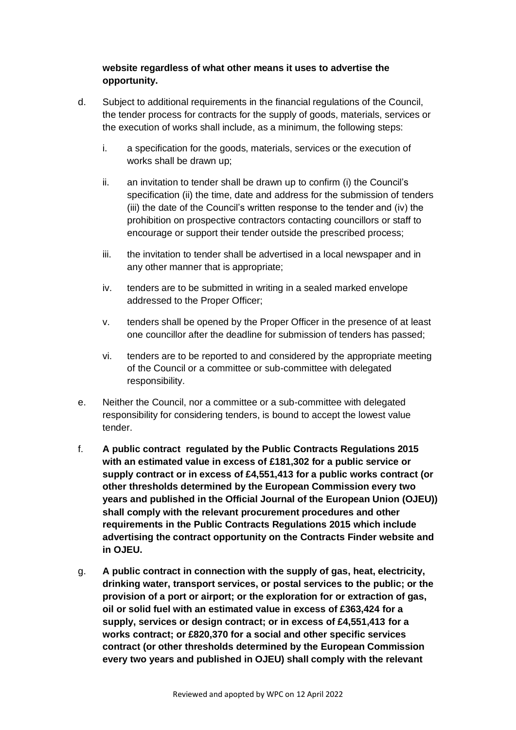**website regardless of what other means it uses to advertise the opportunity.**

d. Subject to additional requirements in the financial regulations of the Council, the tender process for contracts for the supply of goods, materials, services or the execution of works shall include, as a minimum, the following steps:

   i. a specification for the goods, materials, services or the execution of works shall be drawn up;

   ii. an invitation to tender shall be drawn up to confirm (i) the Council's specification (ii) the time, date and address for the submission of tenders (iii) the date of the Council's written response to the tender and (iv) the prohibition on prospective contractors contacting councillors or staff to encourage or support their tender outside the prescribed process;

   iii. the invitation to tender shall be advertised in a local newspaper and in any other manner that is appropriate;

   iv. tenders are to be submitted in writing in a sealed marked envelope addressed to the Proper Officer;

   v. tenders shall be opened by the Proper Officer in the presence of at least one councillor after the deadline for submission of tenders has passed;

   vi. tenders are to be reported to and considered by the appropriate meeting of the Council or a committee or sub-committee with delegated responsibility.

e. Neither the Council, nor a committee or a sub-committee with delegated responsibility for considering tenders, is bound to accept the lowest value tender.

f. **A public contract regulated by the Public Contracts Regulations 2015 with an estimated value in excess of £181,302 for a public service or supply contract or in excess of £4,551,413 for a public works contract (or other thresholds determined by the European Commission every two years and published in the Official Journal of the European Union (OJEU)) shall comply with the relevant procurement procedures and other requirements in the Public Contracts Regulations 2015 which include advertising the contract opportunity on the Contracts Finder website and in OJEU.**

g. **A public contract in connection with the supply of gas, heat, electricity, drinking water, transport services, or postal services to the public; or the provision of a port or airport; or the exploration for or extraction of gas, oil or solid fuel with an estimated value in excess of £363,424 for a supply, services or design contract; or in excess of £4,551,413 for a works contract; or £820,370 for a social and other specific services contract (or other thresholds determined by the European Commission every two years and published in OJEU) shall comply with the relevant**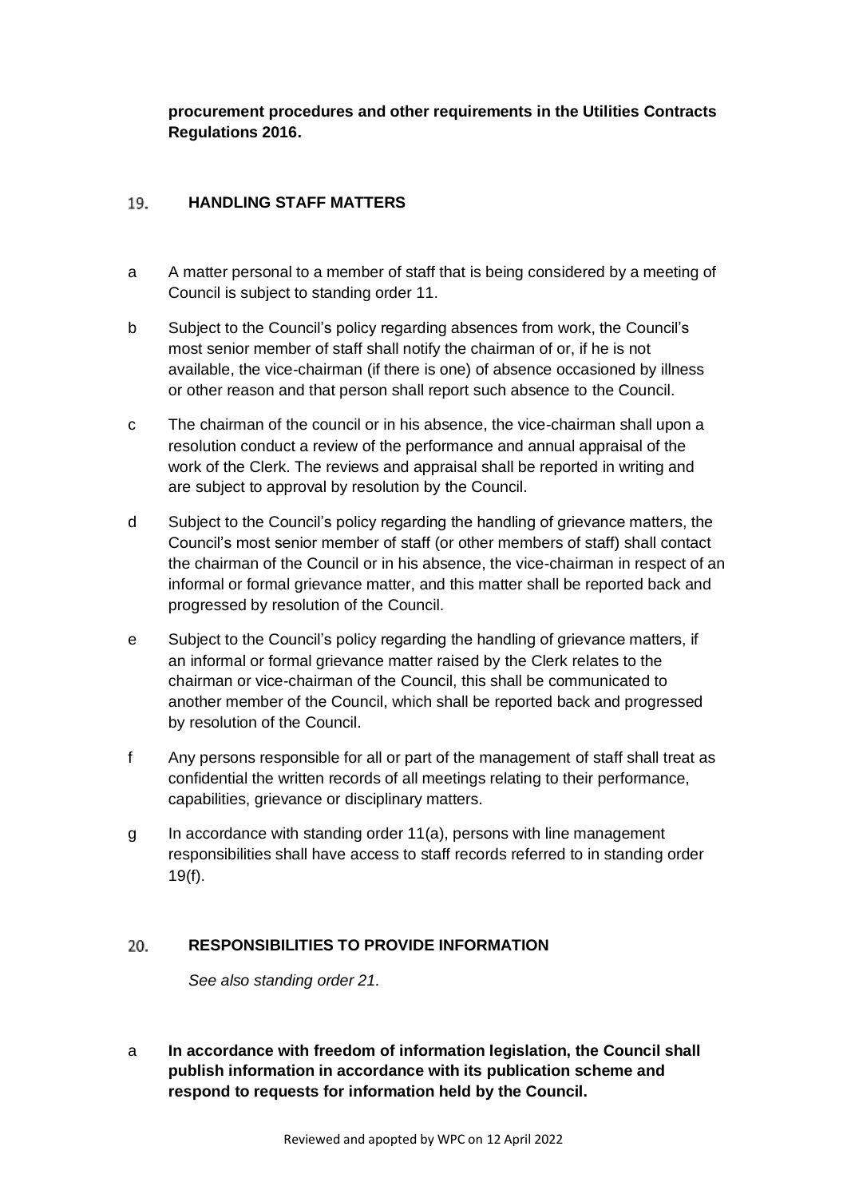**procurement procedures and other requirements in the Utilities Contracts Regulations 2016.**

## 19. HANDLING STAFF MATTERS

a A matter personal to a member of staff that is being considered by a meeting of Council is subject to standing order 11.

b Subject to the Council's policy regarding absences from work, the Council's most senior member of staff shall notify the chairman of or, if he is not available, the vice-chairman (if there is one) of absence occasioned by illness or other reason and that person shall report such absence to the Council.

c The chairman of the council or in his absence, the vice-chairman shall upon a resolution conduct a review of the performance and annual appraisal of the work of the Clerk. The reviews and appraisal shall be reported in writing and are subject to approval by resolution by the Council.

d Subject to the Council's policy regarding the handling of grievance matters, the Council's most senior member of staff (or other members of staff) shall contact the chairman of the Council or in his absence, the vice-chairman in respect of an informal or formal grievance matter, and this matter shall be reported back and progressed by resolution of the Council.

e Subject to the Council's policy regarding the handling of grievance matters, if an informal or formal grievance matter raised by the Clerk relates to the chairman or vice-chairman of the Council, this shall be communicated to another member of the Council, which shall be reported back and progressed by resolution of the Council.

f Any persons responsible for all or part of the management of staff shall treat as confidential the written records of all meetings relating to their performance, capabilities, grievance or disciplinary matters.

g In accordance with standing order 11(a), persons with line management responsibilities shall have access to staff records referred to in standing order 19(f).

## 20. RESPONSIBILITIES TO PROVIDE INFORMATION

*See also standing order 21.*

a **In accordance with freedom of information legislation, the Council shall publish information in accordance with its publication scheme and respond to requests for information held by the Council.**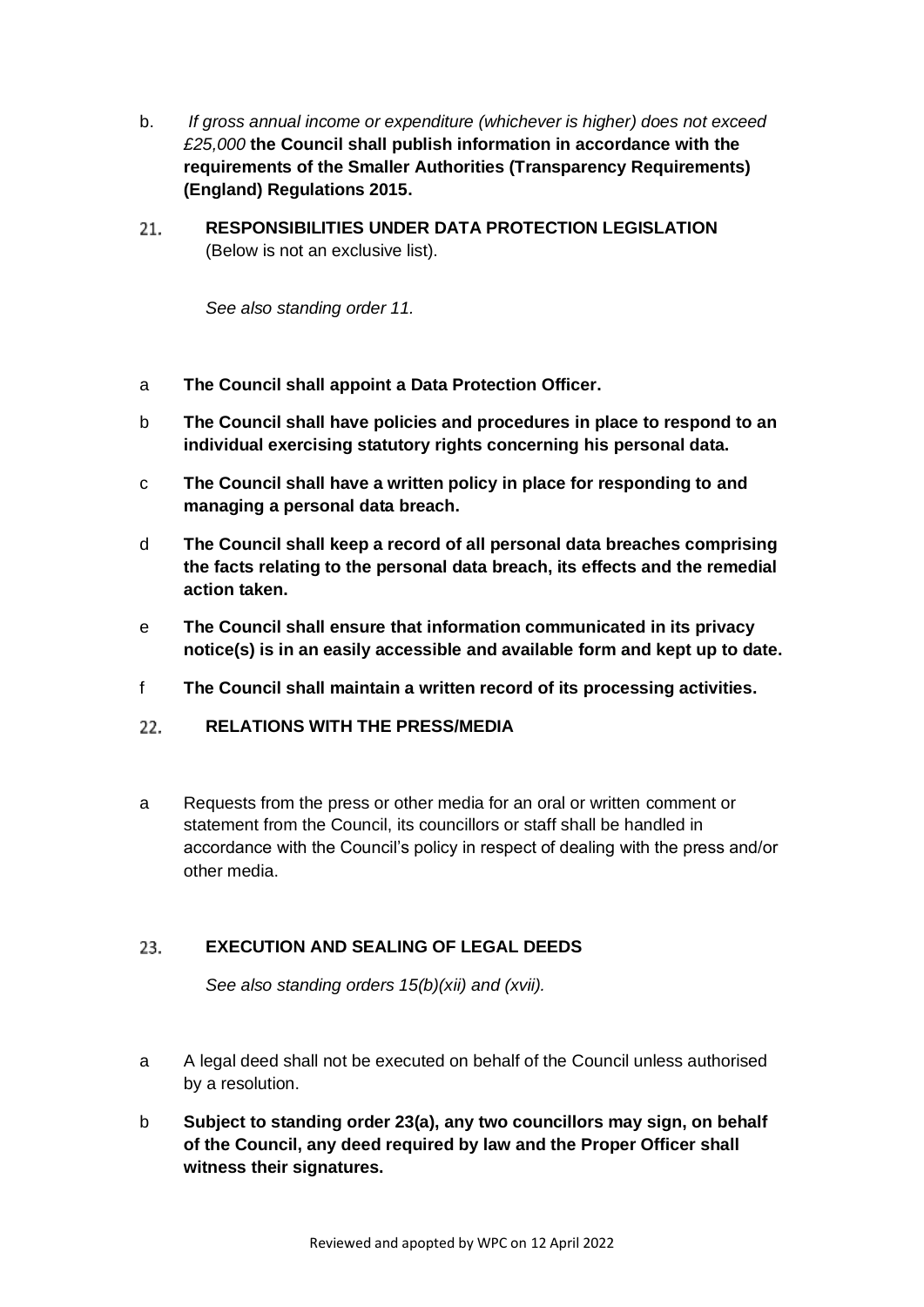b. *If gross annual income or expenditure (whichever is higher) does not exceed £25,000* **the Council shall publish information in accordance with the requirements of the Smaller Authorities (Transparency Requirements) (England) Regulations 2015.**

## 21. RESPONSIBILITIES UNDER DATA PROTECTION LEGISLATION

(Below is not an exclusive list).

*See also standing order 11.*

a **The Council shall appoint a Data Protection Officer.**

b **The Council shall have policies and procedures in place to respond to an individual exercising statutory rights concerning his personal data.**

c **The Council shall have a written policy in place for responding to and managing a personal data breach.**

d **The Council shall keep a record of all personal data breaches comprising the facts relating to the personal data breach, its effects and the remedial action taken.**

e **The Council shall ensure that information communicated in its privacy notice(s) is in an easily accessible and available form and kept up to date.**

f **The Council shall maintain a written record of its processing activities.**

## 22. RELATIONS WITH THE PRESS/MEDIA

a Requests from the press or other media for an oral or written comment or statement from the Council, its councillors or staff shall be handled in accordance with the Council's policy in respect of dealing with the press and/or other media.

## 23. EXECUTION AND SEALING OF LEGAL DEEDS

*See also standing orders 15(b)(xii) and (xvii).*

a A legal deed shall not be executed on behalf of the Council unless authorised by a resolution.

b **Subject to standing order 23(a), any two councillors may sign, on behalf of the Council, any deed required by law and the Proper Officer shall witness their signatures.**

Reviewed and apopted by WPC on 12 April 2022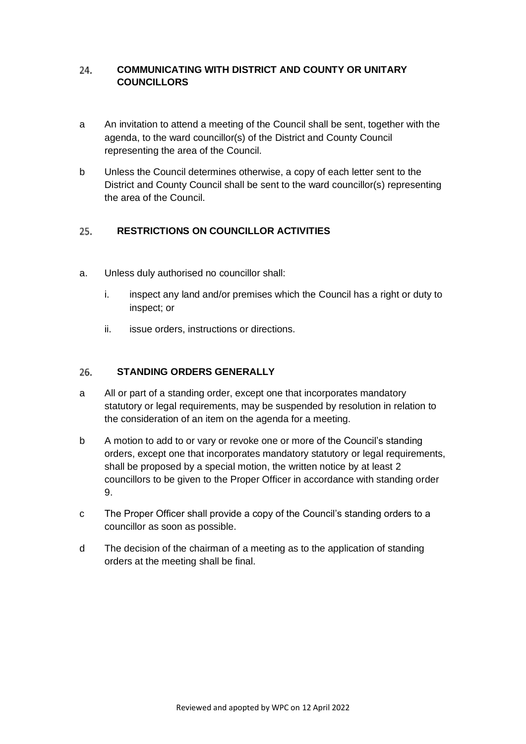## 24. COMMUNICATING WITH DISTRICT AND COUNTY OR UNITARY COUNCILLORS

a An invitation to attend a meeting of the Council shall be sent, together with the agenda, to the ward councillor(s) of the District and County Council representing the area of the Council.

b Unless the Council determines otherwise, a copy of each letter sent to the District and County Council shall be sent to the ward councillor(s) representing the area of the Council.

## 25. RESTRICTIONS ON COUNCILLOR ACTIVITIES

a. Unless duly authorised no councillor shall:

   i. inspect any land and/or premises which the Council has a right or duty to inspect; or

   ii. issue orders, instructions or directions.

## 26. STANDING ORDERS GENERALLY

a All or part of a standing order, except one that incorporates mandatory statutory or legal requirements, may be suspended by resolution in relation to the consideration of an item on the agenda for a meeting.

b A motion to add to or vary or revoke one or more of the Council's standing orders, except one that incorporates mandatory statutory or legal requirements, shall be proposed by a special motion, the written notice by at least 2 councillors to be given to the Proper Officer in accordance with standing order 9.

c The Proper Officer shall provide a copy of the Council's standing orders to a councillor as soon as possible.

d The decision of the chairman of a meeting as to the application of standing orders at the meeting shall be final.